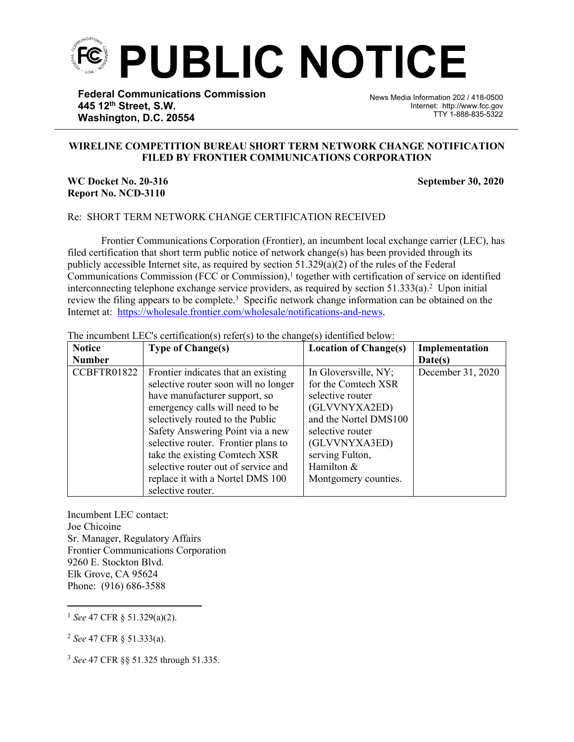# PUBLIC NOTICE

**Federal Communications Commission**
**445 12th Street, S.W.**
**Washington, D.C. 20554**

News Media Information 202 / 418-0500
Internet: http://www.fcc.gov
TTY 1-888-835-5322

**WIRELINE COMPETITION BUREAU SHORT TERM NETWORK CHANGE NOTIFICATION FILED BY FRONTIER COMMUNICATIONS CORPORATION**

**WC Docket No. 20-316**
**Report No. NCD-3110**

**September 30, 2020**

Re: SHORT TERM NETWORK CHANGE CERTIFICATION RECEIVED

Frontier Communications Corporation (Frontier), an incumbent local exchange carrier (LEC), has filed certification that short term public notice of network change(s) has been provided through its publicly accessible Internet site, as required by section 51.329(a)(2) of the rules of the Federal Communications Commission (FCC or Commission),[1] together with certification of service on identified interconnecting telephone exchange service providers, as required by section 51.333(a).[2] Upon initial review the filing appears to be complete.[3] Specific network change information can be obtained on the Internet at: https://wholesale.frontier.com/wholesale/notifications-and-news.

The incumbent LEC's certification(s) refer(s) to the change(s) identified below:

| Notice Number | Type of Change(s) | Location of Change(s) | Implementation Date(s) |
|---|---|---|---|
| CCBFTR01822 | Frontier indicates that an existing selective router soon will no longer have manufacturer support, so emergency calls will need to be selectively routed to the Public Safety Answering Point via a new selective router. Frontier plans to take the existing Comtech XSR selective router out of service and replace it with a Nortel DMS 100 selective router. | In Gloversville, NY; for the Comtech XSR selective router (GLVVNYXA2ED) and the Nortel DMS100 selective router (GLVVNYXA3ED) serving Fulton, Hamilton & Montgomery counties. | December 31, 2020 |

Incumbent LEC contact:
Joe Chicoine
Sr. Manager, Regulatory Affairs
Frontier Communications Corporation
9260 E. Stockton Blvd.
Elk Grove, CA 95624
Phone: (916) 686-3588

---

[1] *See* 47 CFR § 51.329(a)(2).

[2] *See* 47 CFR § 51.333(a).

[3] *See* 47 CFR §§ 51.325 through 51.335.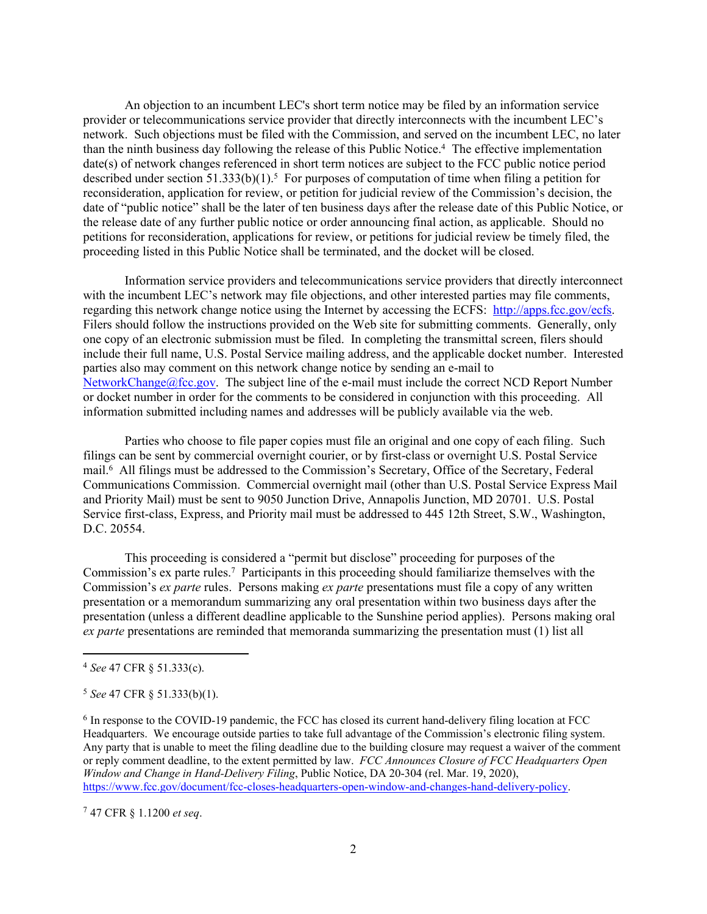An objection to an incumbent LEC's short term notice may be filed by an information service provider or telecommunications service provider that directly interconnects with the incumbent LEC's network. Such objections must be filed with the Commission, and served on the incumbent LEC, no later than the ninth business day following the release of this Public Notice.[4] The effective implementation date(s) of network changes referenced in short term notices are subject to the FCC public notice period described under section 51.333(b)(1).[5] For purposes of computation of time when filing a petition for reconsideration, application for review, or petition for judicial review of the Commission's decision, the date of "public notice" shall be the later of ten business days after the release date of this Public Notice, or the release date of any further public notice or order announcing final action, as applicable. Should no petitions for reconsideration, applications for review, or petitions for judicial review be timely filed, the proceeding listed in this Public Notice shall be terminated, and the docket will be closed.

Information service providers and telecommunications service providers that directly interconnect with the incumbent LEC's network may file objections, and other interested parties may file comments, regarding this network change notice using the Internet by accessing the ECFS: http://apps.fcc.gov/ecfs. Filers should follow the instructions provided on the Web site for submitting comments. Generally, only one copy of an electronic submission must be filed. In completing the transmittal screen, filers should include their full name, U.S. Postal Service mailing address, and the applicable docket number. Interested parties also may comment on this network change notice by sending an e-mail to NetworkChange@fcc.gov. The subject line of the e-mail must include the correct NCD Report Number or docket number in order for the comments to be considered in conjunction with this proceeding. All information submitted including names and addresses will be publicly available via the web.

Parties who choose to file paper copies must file an original and one copy of each filing. Such filings can be sent by commercial overnight courier, or by first-class or overnight U.S. Postal Service mail.[6] All filings must be addressed to the Commission's Secretary, Office of the Secretary, Federal Communications Commission. Commercial overnight mail (other than U.S. Postal Service Express Mail and Priority Mail) must be sent to 9050 Junction Drive, Annapolis Junction, MD 20701. U.S. Postal Service first-class, Express, and Priority mail must be addressed to 445 12th Street, S.W., Washington, D.C. 20554.

This proceeding is considered a "permit but disclose" proceeding for purposes of the Commission's ex parte rules.[7] Participants in this proceeding should familiarize themselves with the Commission's *ex parte* rules. Persons making *ex parte* presentations must file a copy of any written presentation or a memorandum summarizing any oral presentation within two business days after the presentation (unless a different deadline applicable to the Sunshine period applies). Persons making oral *ex parte* presentations are reminded that memoranda summarizing the presentation must (1) list all

---

[4] *See* 47 CFR § 51.333(c).

[5] *See* 47 CFR § 51.333(b)(1).

[6] In response to the COVID-19 pandemic, the FCC has closed its current hand-delivery filing location at FCC Headquarters. We encourage outside parties to take full advantage of the Commission's electronic filing system. Any party that is unable to meet the filing deadline due to the building closure may request a waiver of the comment or reply comment deadline, to the extent permitted by law. *FCC Announces Closure of FCC Headquarters Open Window and Change in Hand-Delivery Filing*, Public Notice, DA 20-304 (rel. Mar. 19, 2020), https://www.fcc.gov/document/fcc-closes-headquarters-open-window-and-changes-hand-delivery-policy.

[7] 47 CFR § 1.1200 *et seq*.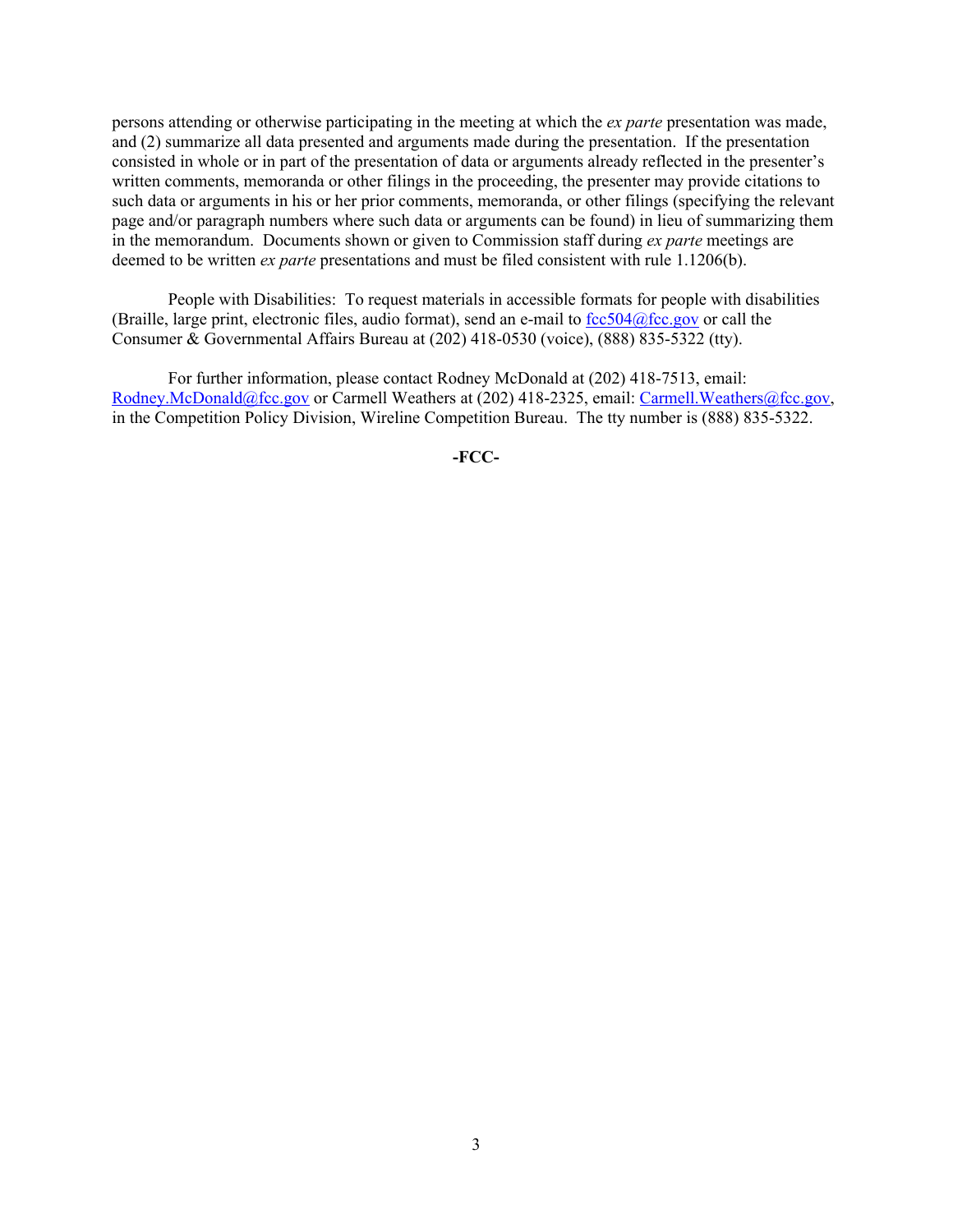persons attending or otherwise participating in the meeting at which the *ex parte* presentation was made, and (2) summarize all data presented and arguments made during the presentation. If the presentation consisted in whole or in part of the presentation of data or arguments already reflected in the presenter's written comments, memoranda or other filings in the proceeding, the presenter may provide citations to such data or arguments in his or her prior comments, memoranda, or other filings (specifying the relevant page and/or paragraph numbers where such data or arguments can be found) in lieu of summarizing them in the memorandum. Documents shown or given to Commission staff during *ex parte* meetings are deemed to be written *ex parte* presentations and must be filed consistent with rule 1.1206(b).

People with Disabilities: To request materials in accessible formats for people with disabilities (Braille, large print, electronic files, audio format), send an e-mail to fcc504@fcc.gov or call the Consumer & Governmental Affairs Bureau at (202) 418-0530 (voice), (888) 835-5322 (tty).

For further information, please contact Rodney McDonald at (202) 418-7513, email: Rodney.McDonald@fcc.gov or Carmell Weathers at (202) 418-2325, email: Carmell.Weathers@fcc.gov, in the Competition Policy Division, Wireline Competition Bureau. The tty number is (888) 835-5322.

**-FCC-**